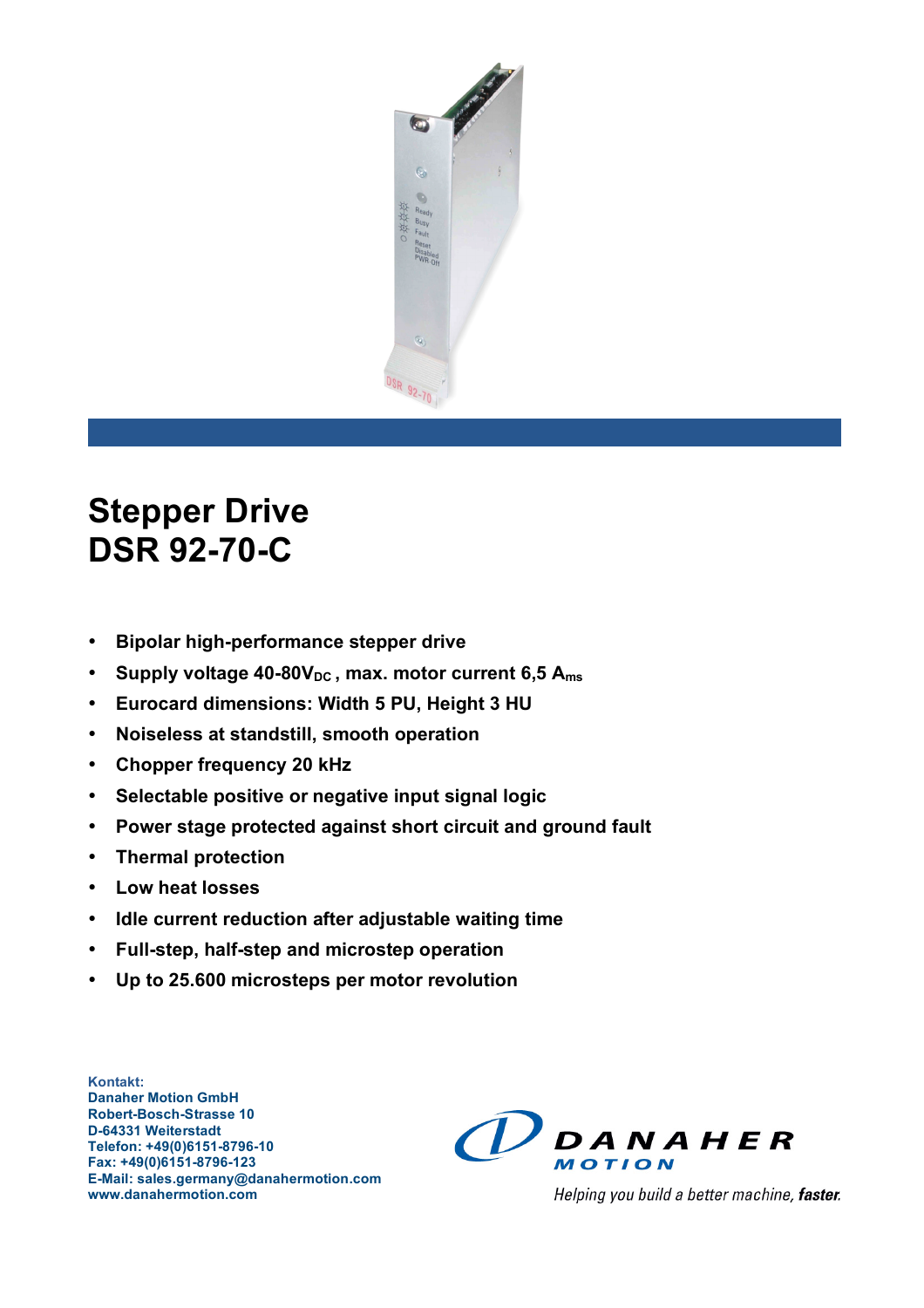# Stepper Drive
# DSR 92-70-C

- Bipolar high-performance stepper drive
- Supply voltage 40-80$V_{DC}$ , max. motor current 6,5 $A_{ms}$
- Eurocard dimensions: Width 5 PU, Height 3 HU
- Noiseless at standstill, smooth operation
- Chopper frequency 20 kHz
- Selectable positive or negative input signal logic
- Power stage protected against short circuit and ground fault
- Thermal protection
- Low heat losses
- Idle current reduction after adjustable waiting time
- Full-step, half-step and microstep operation
- Up to 25.600 microsteps per motor revolution

**Kontakt:**
**Danaher Motion GmbH**
**Robert-Bosch-Strasse 10**
**D-64331 Weiterstadt**
**Telefon: +49(0)6151-8796-10**
**Fax: +49(0)6151-8796-123**
**E-Mail: sales.germany@danahermotion.com**
**www.danahermotion.com**

DANAHER MOTION

*Helping you build a better machine, **faster**.*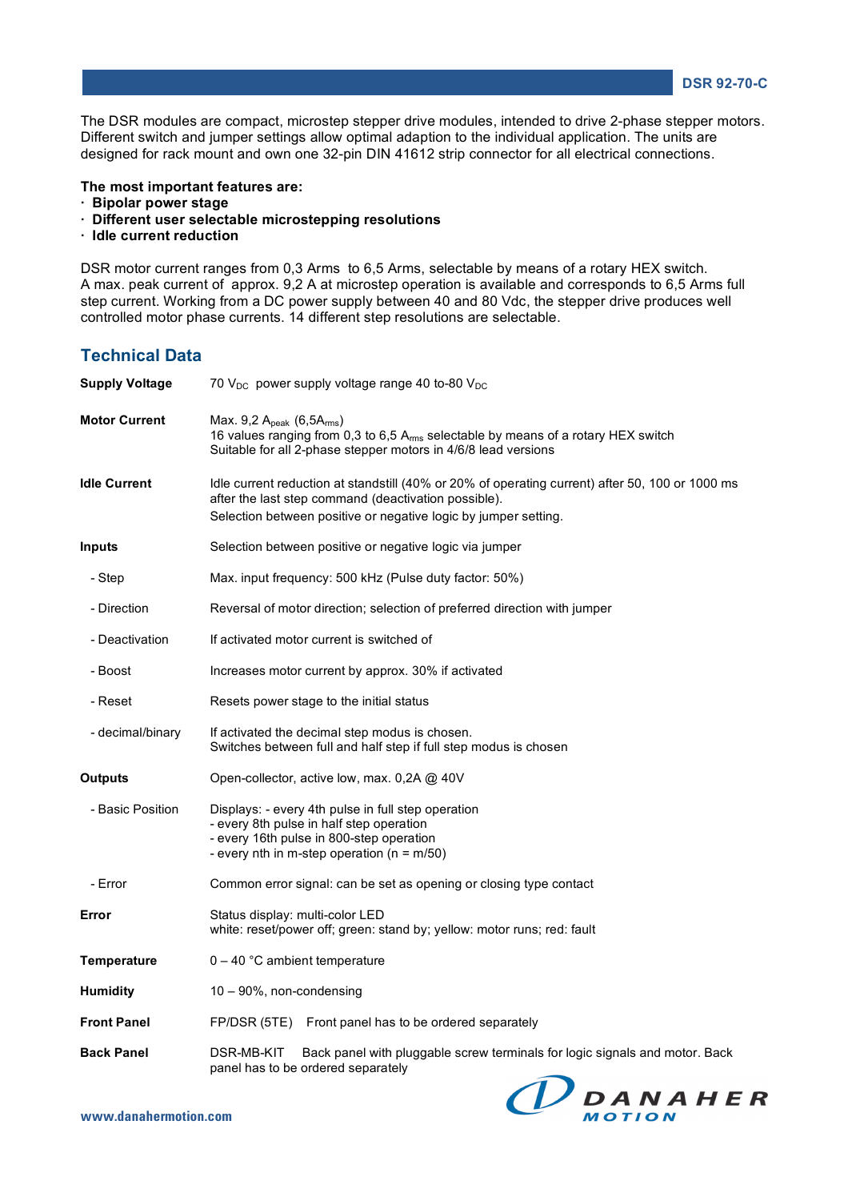The DSR modules are compact, microstep stepper drive modules, intended to drive 2-phase stepper motors. Different switch and jumper settings allow optimal adaption to the individual application. The units are designed for rack mount and own one 32-pin DIN 41612 strip connector for all electrical connections.

**The most important features are:**
- **Bipolar power stage**
- **Different user selectable microstepping resolutions**
- **Idle current reduction**

DSR motor current ranges from 0,3 Arms to 6,5 Arms, selectable by means of a rotary HEX switch.
A max. peak current of approx. 9,2 A at microstep operation is available and corresponds to 6,5 Arms full step current. Working from a DC power supply between 40 and 80 Vdc, the stepper drive produces well controlled motor phase currents. 14 different step resolutions are selectable.

## Technical Data

| | |
|---|---|
| **Supply Voltage** | 70 $V_{DC}$ power supply voltage range 40 to-80 $V_{DC}$ |
| **Motor Current** | Max. 9,2 $A_{peak}$ (6,5$A_{rms}$)<br>16 values ranging from 0,3 to 6,5 $A_{rms}$ selectable by means of a rotary HEX switch<br>Suitable for all 2-phase stepper motors in 4/6/8 lead versions |
| **Idle Current** | Idle current reduction at standstill (40% or 20% of operating current) after 50, 100 or 1000 ms after the last step command (deactivation possible).<br>Selection between positive or negative logic by jumper setting. |
| **Inputs** | Selection between positive or negative logic via jumper |
| - Step | Max. input frequency: 500 kHz (Pulse duty factor: 50%) |
| - Direction | Reversal of motor direction; selection of preferred direction with jumper |
| - Deactivation | If activated motor current is switched of |
| - Boost | Increases motor current by approx. 30% if activated |
| - Reset | Resets power stage to the initial status |
| - decimal/binary | If activated the decimal step modus is chosen.<br>Switches between full and half step if full step modus is chosen |
| **Outputs** | Open-collector, active low, max. 0,2A @ 40V |
| - Basic Position | Displays: - every 4th pulse in full step operation<br>- every 8th pulse in half step operation<br>- every 16th pulse in 800-step operation<br>- every nth in m-step operation (n = m/50) |
| - Error | Common error signal: can be set as opening or closing type contact |
| **Error** | Status display: multi-color LED<br>white: reset/power off; green: stand by; yellow: motor runs; red: fault |
| **Temperature** | 0 – 40 °C ambient temperature |
| **Humidity** | 10 – 90%, non-condensing |
| **Front Panel** | FP/DSR (5TE) Front panel has to be ordered separately |
| **Back Panel** | DSR-MB-KIT Back panel with pluggable screw terminals for logic signals and motor. Back panel has to be ordered separately |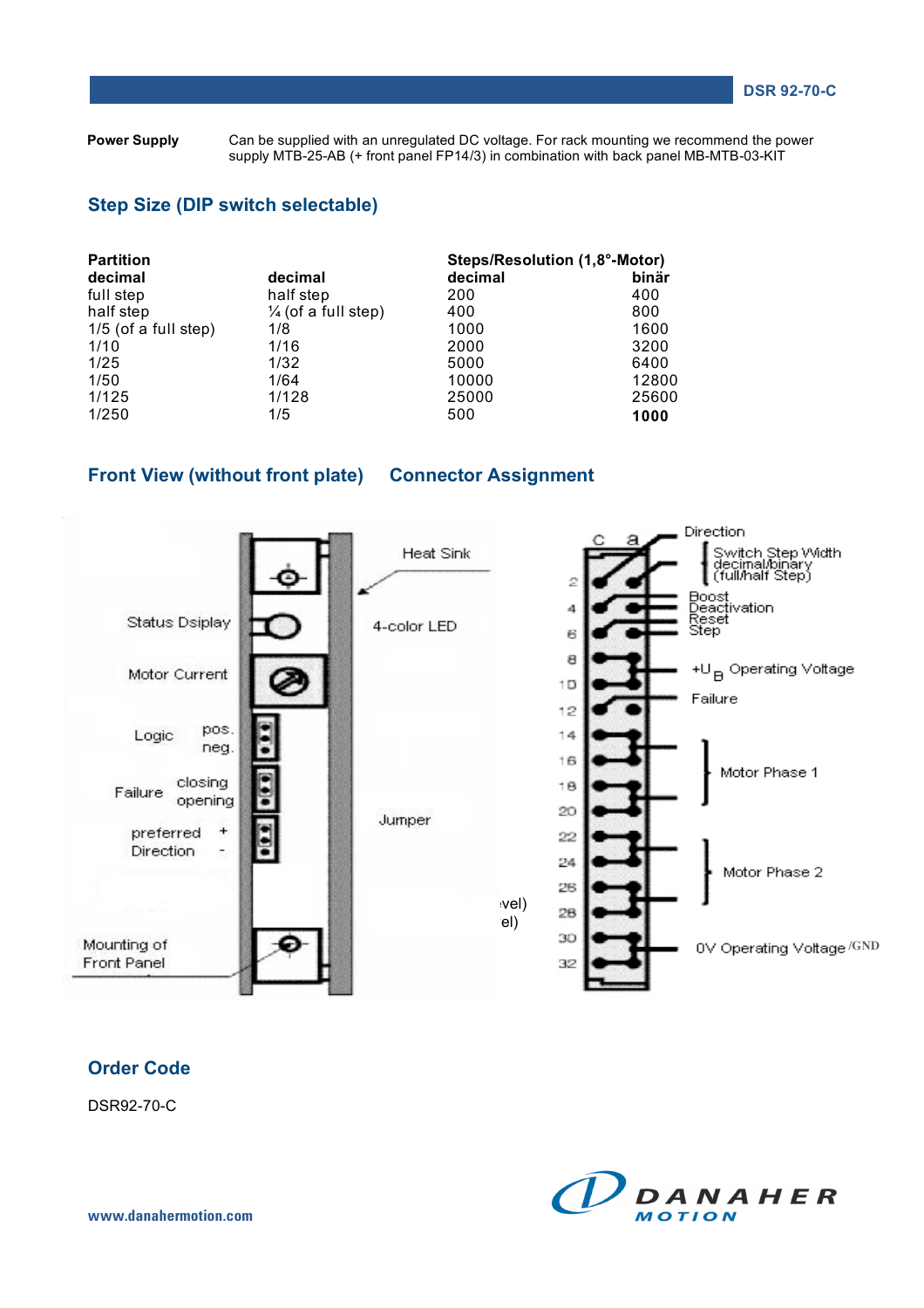**Power Supply** Can be supplied with an unregulated DC voltage. For rack mounting we recommend the power supply MTB-25-AB (+ front panel FP14/3) in combination with back panel MB-MTB-03-KIT

## Step Size (DIP switch selectable)

| Partition | | Steps/Resolution (1,8°-Motor) | |
|---|---|---|---|
| **decimal** | **decimal** | **decimal** | **binär** |
| full step | half step | 200 | 400 |
| half step | ¼ (of a full step) | 400 | 800 |
| 1/5 (of a full step) | 1/8 | 1000 | 1600 |
| 1/10 | 1/16 | 2000 | 3200 |
| 1/25 | 1/32 | 5000 | 6400 |
| 1/50 | 1/64 | 10000 | 12800 |
| 1/125 | 1/128 | 25000 | 25600 |
| 1/250 | 1/5 | 500 | **1000** |

## Front View (without front plate)

Heat Sink

Status Dsiplay

4-color LED

Motor Current

Logic pos. neg.

Failure closing opening

Jumper

preferred Direction + -

Mounting of Front Panel

## Connector Assignment

c a

2 4 6 8 10 12 14 16 18 20 22 24 26 28 30 32

Direction

Switch Step Width decimal/binary (full/half Step)

Boost

Deactivation

Reset

Step

$+U_B$ Operating Voltage

Failure

Motor Phase 1

Motor Phase 2

0V Operating Voltage /GND

## Order Code

DSR92-70-C

www.danahermotion.com

DANAHER MOTION